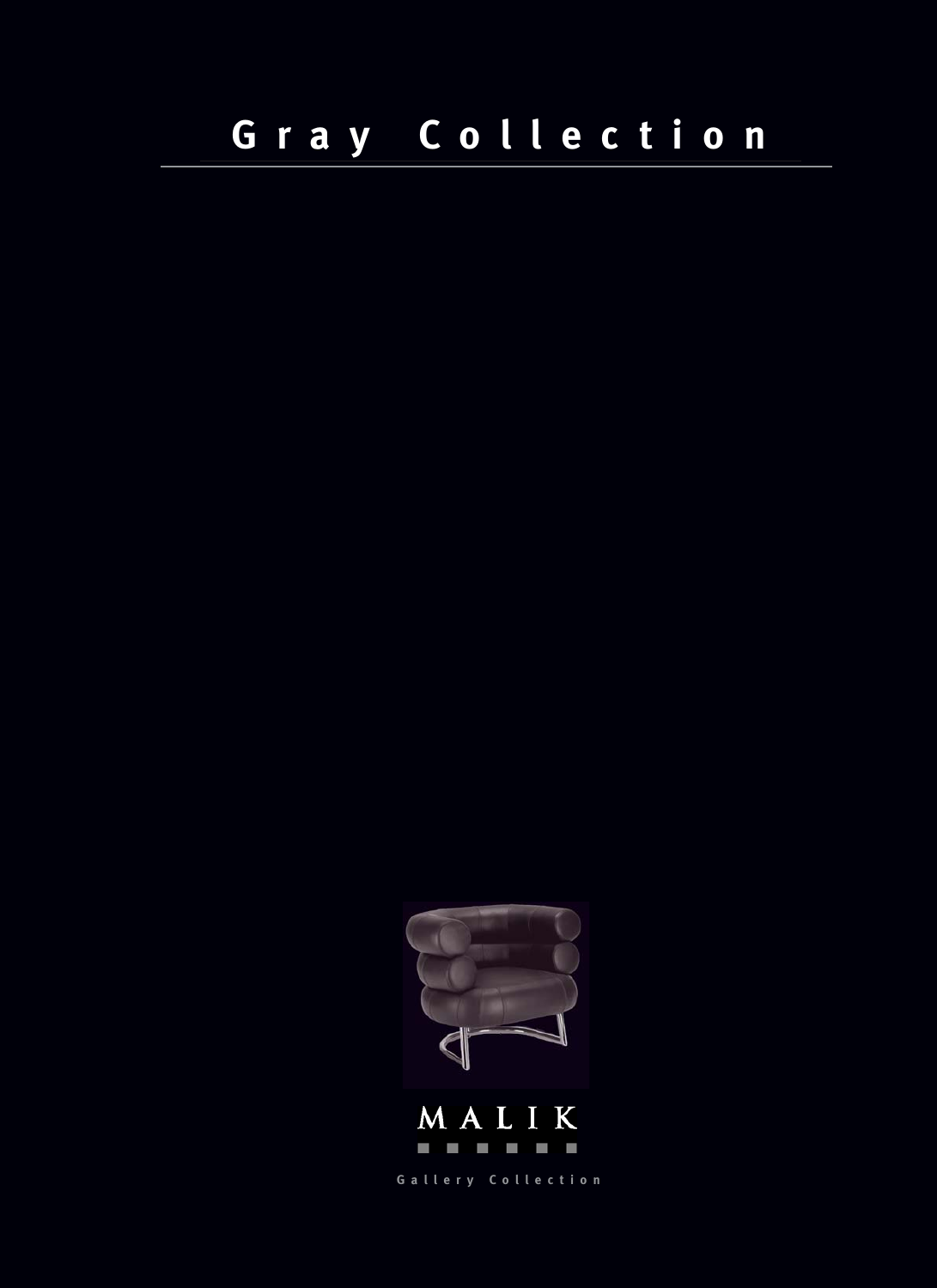# Gray Collection

MALIK

Gallery Collection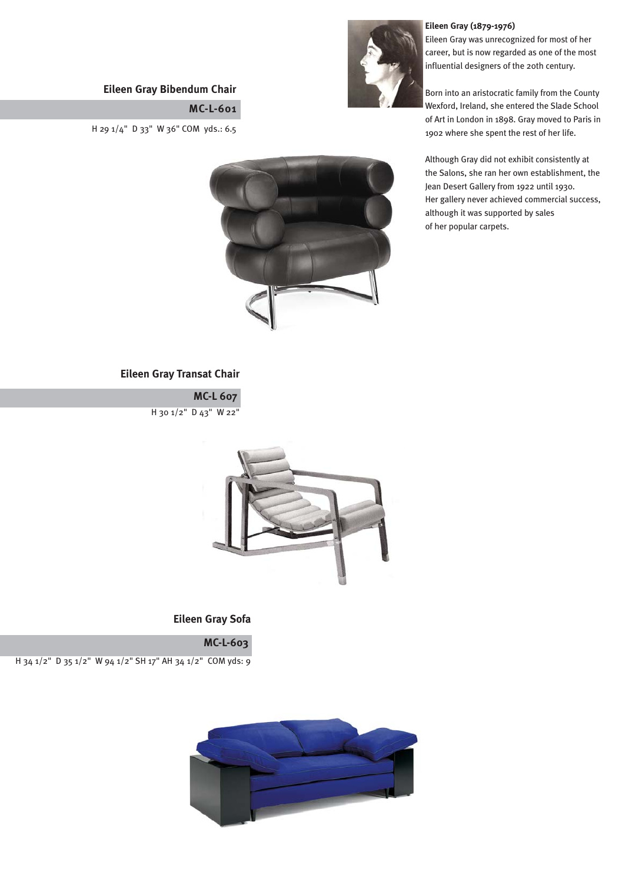### Eileen Gray (1879-1976)

Eileen Gray was unrecognized for most of her career, but is now regarded as one of the most influential designers of the 20th century.

Born into an aristocratic family from the County Wexford, Ireland, she entered the Slade School of Art in London in 1898. Gray moved to Paris in 1902 where she spent the rest of her life.

Although Gray did not exhibit consistently at the Salons, she ran her own establishment, the Jean Desert Gallery from 1922 until 1930. Her gallery never achieved commercial success, although it was supported by sales of her popular carpets.

## Eileen Gray Bibendum Chair

**MC-L-601**

H 29 1/4" D 33" W 36" COM yds.: 6.5

## Eileen Gray Transat Chair

**MC-L 607**

H 30 1/2" D 43" W 22"

## Eileen Gray Sofa

**MC-L-603**

H 34 1/2" D 35 1/2" W 94 1/2" SH 17" AH 34 1/2" COM yds: 9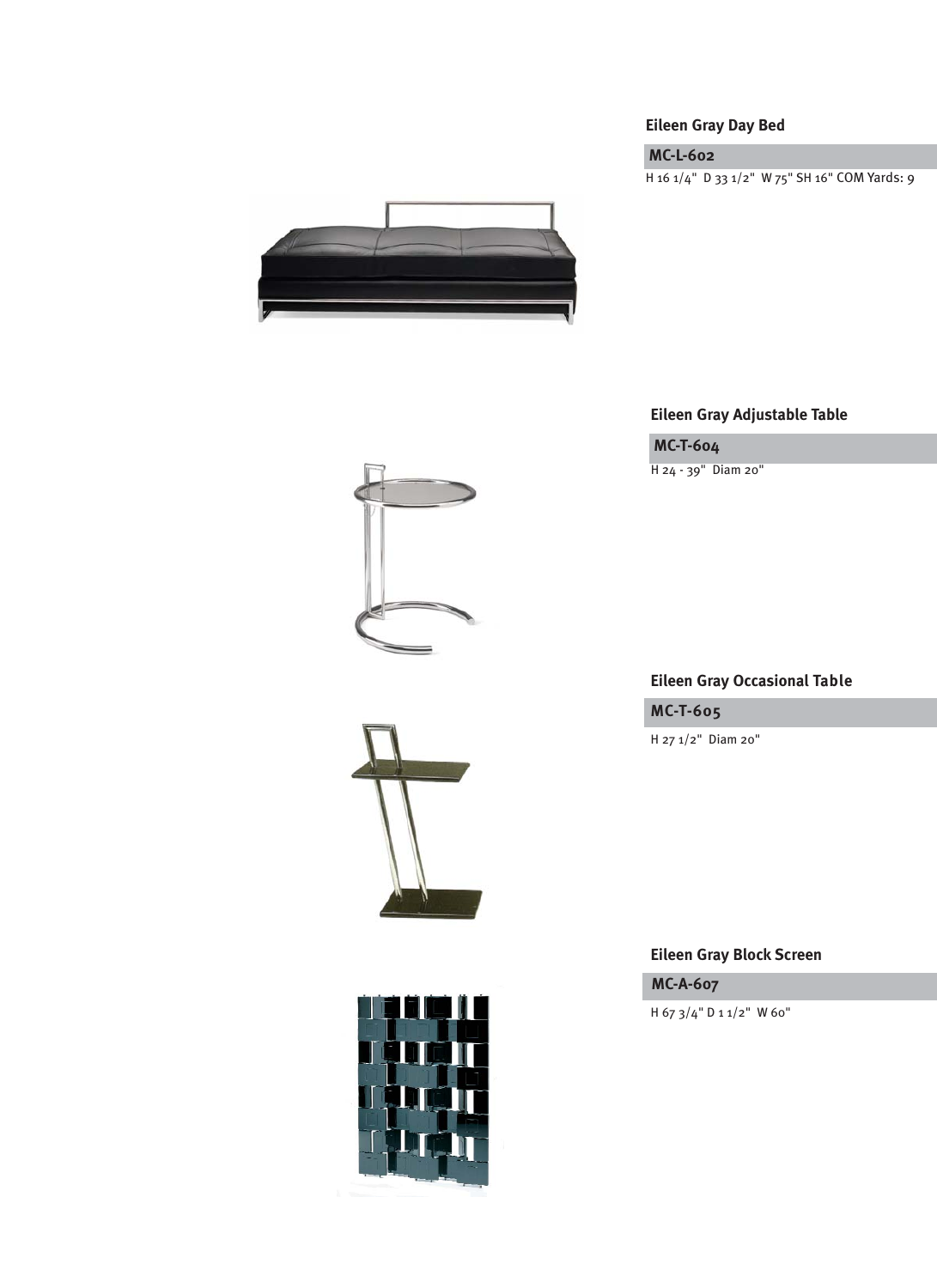## Eileen Gray Day Bed

**MC-L-602**

H 16 1/4" D 33 1/2" W 75" SH 16" COM Yards: 9

## Eileen Gray Adjustable Table

**MC-T-604**

H 24 - 39" Diam 20"

## Eileen Gray Occasional Table

**MC-T-605**

H 27 1/2" Diam 20"

## Eileen Gray Block Screen

**MC-A-607**

H 67 3/4" D 1 1/2" W 60"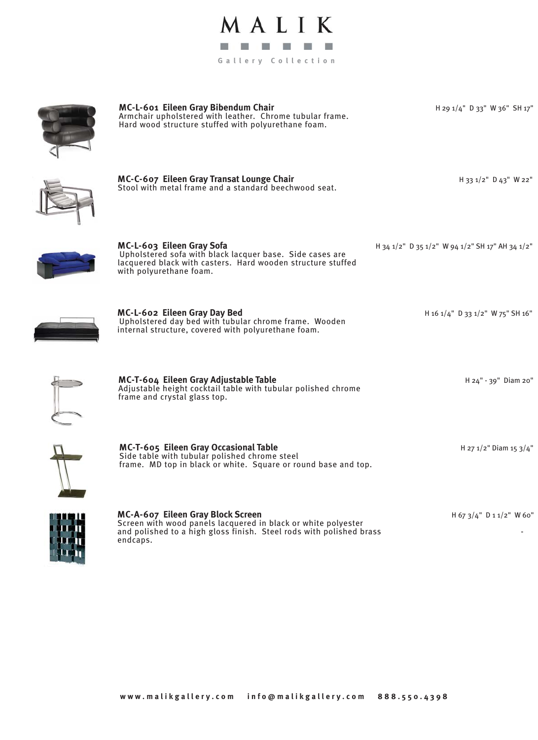# MALIK

Gallery Collection

**MC-L-601 Eileen Gray Bibendum Chair**
Armchair upholstered with leather. Chrome tubular frame. Hard wood structure stuffed with polyurethane foam.

H 29 1/4" D 33" W 36" SH 17"

**MC-C-607 Eileen Gray Transat Lounge Chair**
Stool with metal frame and a standard beechwood seat.

H 33 1/2" D 43" W 22"

**MC-L-603 Eileen Gray Sofa**
Upholstered sofa with black lacquer base. Side cases are lacquered black with casters. Hard wooden structure stuffed with polyurethane foam.

H 34 1/2" D 35 1/2" W 94 1/2" SH 17" AH 34 1/2"

**MC-L-602 Eileen Gray Day Bed**
Upholstered day bed with tubular chrome frame. Wooden internal structure, covered with polyurethane foam.

H 16 1/4" D 33 1/2" W 75" SH 16"

**MC-T-604 Eileen Gray Adjustable Table**
Adjustable height cocktail table with tubular polished chrome frame and crystal glass top.

H 24" - 39" Diam 20"

**MC-T-605 Eileen Gray Occasional Table**
Side table with tubular polished chrome steel frame. MD top in black or white. Square or round base and top.

H 27 1/2" Diam 15 3/4"

**MC-A-607 Eileen Gray Block Screen**
Screen with wood panels lacquered in black or white polyester and polished to a high gloss finish. Steel rods with polished brass endcaps.

H 67 3/4" D 1 1/2" W 60"

-

www.malikgallery.com info@malikgallery.com 888.550.4398